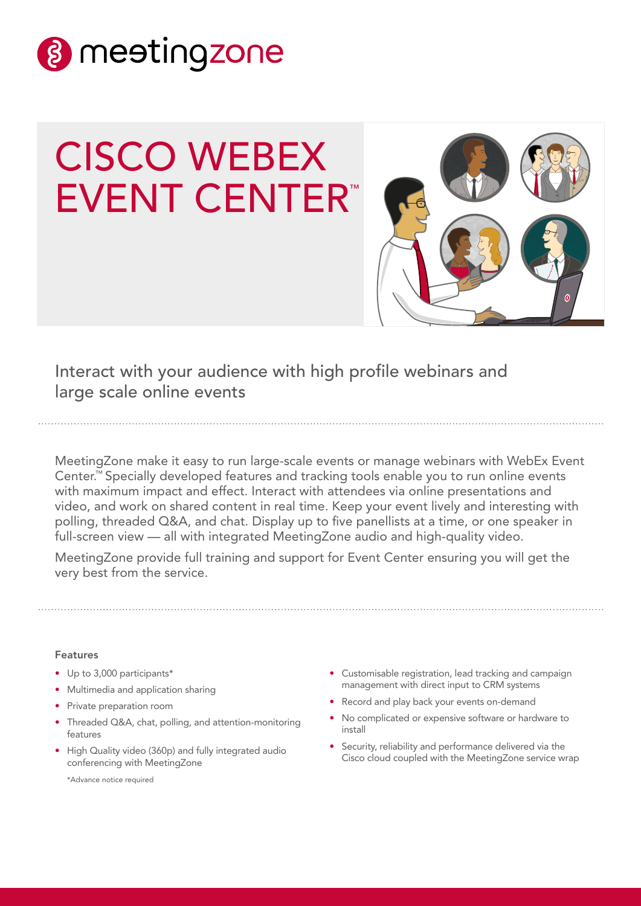# meetingzone

# CISCO WEBEX EVENT CENTER™

## Interact with your audience with high profile webinars and large scale online events

MeetingZone make it easy to run large-scale events or manage webinars with WebEx Event Center.™ Specially developed features and tracking tools enable you to run online events with maximum impact and effect. Interact with attendees via online presentations and video, and work on shared content in real time. Keep your event lively and interesting with polling, threaded Q&A, and chat. Display up to five panellists at a time, or one speaker in full-screen view — all with integrated MeetingZone audio and high-quality video.

MeetingZone provide full training and support for Event Center ensuring you will get the very best from the service.

### Features

- Up to 3,000 participants*
- Multimedia and application sharing
- Private preparation room
- Threaded Q&A, chat, polling, and attention-monitoring features
- High Quality video (360p) and fully integrated audio conferencing with MeetingZone

*Advance notice required

- Customisable registration, lead tracking and campaign management with direct input to CRM systems
- Record and play back your events on-demand
- No complicated or expensive software or hardware to install
- Security, reliability and performance delivered via the Cisco cloud coupled with the MeetingZone service wrap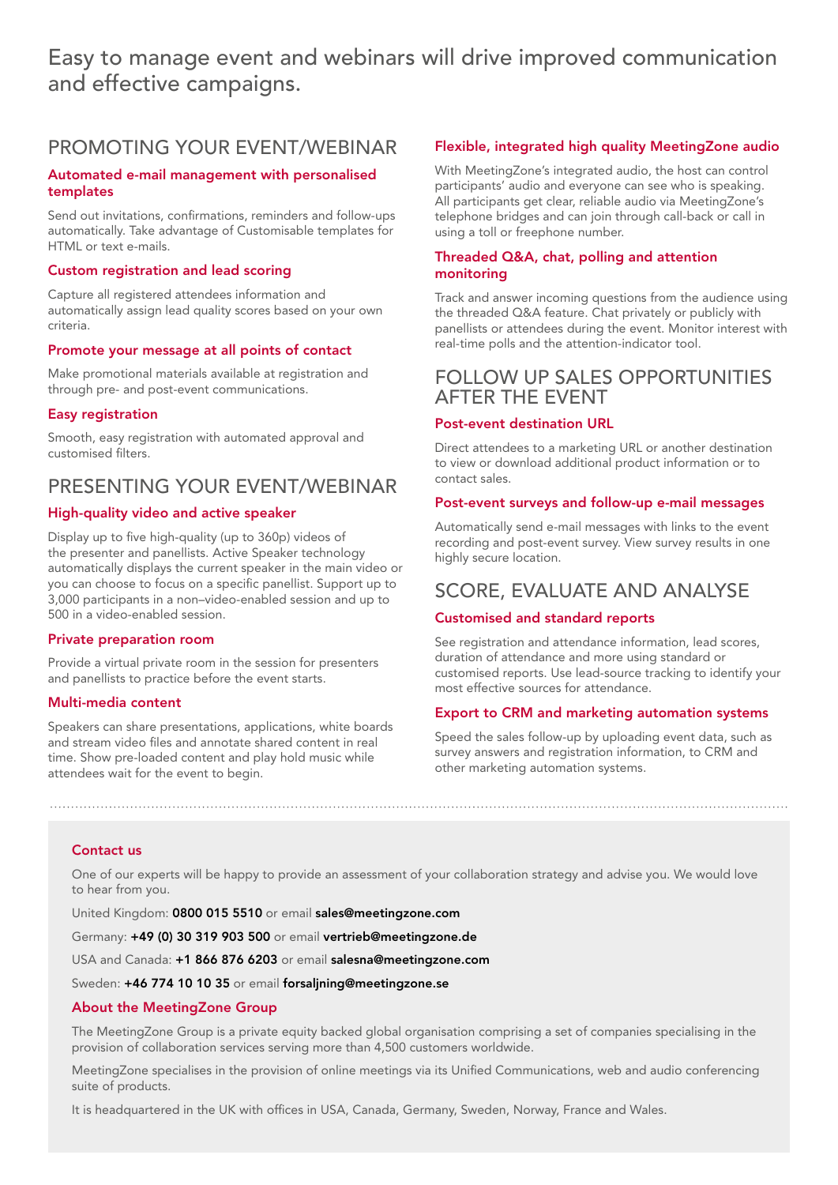# Easy to manage event and webinars will drive improved communication and effective campaigns.

## PROMOTING YOUR EVENT/WEBINAR

### Automated e-mail management with personalised templates

Send out invitations, confirmations, reminders and follow-ups automatically. Take advantage of Customisable templates for HTML or text e-mails.

### Custom registration and lead scoring

Capture all registered attendees information and automatically assign lead quality scores based on your own criteria.

### Promote your message at all points of contact

Make promotional materials available at registration and through pre- and post-event communications.

### Easy registration

Smooth, easy registration with automated approval and customised filters.

## PRESENTING YOUR EVENT/WEBINAR

### High-quality video and active speaker

Display up to five high-quality (up to 360p) videos of the presenter and panellists. Active Speaker technology automatically displays the current speaker in the main video or you can choose to focus on a specific panellist. Support up to 3,000 participants in a non–video-enabled session and up to 500 in a video-enabled session.

### Private preparation room

Provide a virtual private room in the session for presenters and panellists to practice before the event starts.

### Multi-media content

Speakers can share presentations, applications, white boards and stream video files and annotate shared content in real time. Show pre-loaded content and play hold music while attendees wait for the event to begin.

### Flexible, integrated high quality MeetingZone audio

With MeetingZone's integrated audio, the host can control participants' audio and everyone can see who is speaking. All participants get clear, reliable audio via MeetingZone's telephone bridges and can join through call-back or call in using a toll or freephone number.

### Threaded Q&A, chat, polling and attention monitoring

Track and answer incoming questions from the audience using the threaded Q&A feature. Chat privately or publicly with panellists or attendees during the event. Monitor interest with real-time polls and the attention-indicator tool.

## FOLLOW UP SALES OPPORTUNITIES AFTER THE EVENT

### Post-event destination URL

Direct attendees to a marketing URL or another destination to view or download additional product information or to contact sales.

### Post-event surveys and follow-up e-mail messages

Automatically send e-mail messages with links to the event recording and post-event survey. View survey results in one highly secure location.

## SCORE, EVALUATE AND ANALYSE

### Customised and standard reports

See registration and attendance information, lead scores, duration of attendance and more using standard or customised reports. Use lead-source tracking to identify your most effective sources for attendance.

### Export to CRM and marketing automation systems

Speed the sales follow-up by uploading event data, such as survey answers and registration information, to CRM and other marketing automation systems.

---

### Contact us

One of our experts will be happy to provide an assessment of your collaboration strategy and advise you. We would love to hear from you.

United Kingdom: **0800 015 5510** or email **sales@meetingzone.com**

Germany: **+49 (0) 30 319 903 500** or email **vertrieb@meetingzone.de**

USA and Canada: **+1 866 876 6203** or email **salesna@meetingzone.com**

Sweden: **+46 774 10 10 35** or email **forsaljning@meetingzone.se**

### About the MeetingZone Group

The MeetingZone Group is a private equity backed global organisation comprising a set of companies specialising in the provision of collaboration services serving more than 4,500 customers worldwide.

MeetingZone specialises in the provision of online meetings via its Unified Communications, web and audio conferencing suite of products.

It is headquartered in the UK with offices in USA, Canada, Germany, Sweden, Norway, France and Wales.